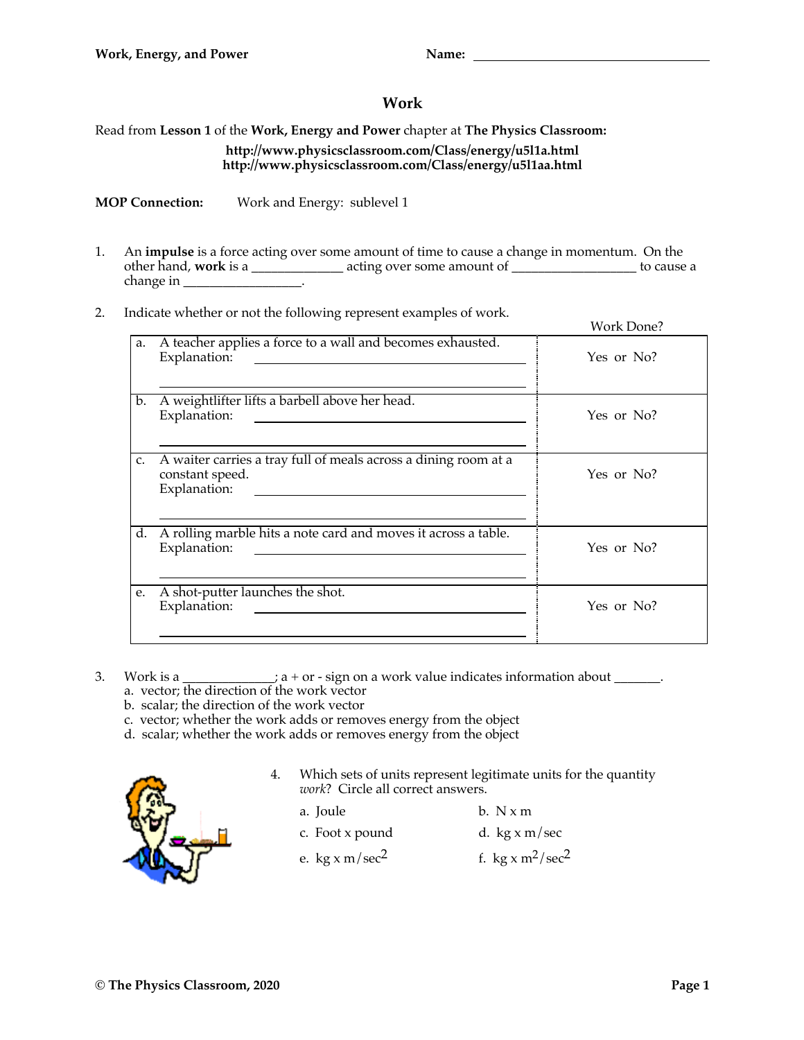**Work, Energy, and Power** **Name:** ___________________________

# Work

Read from **Lesson 1** of the **Work, Energy and Power** chapter at **The Physics Classroom:**

**http://www.physicsclassroom.com/Class/energy/u5l1a.html**
**http://www.physicsclassroom.com/Class/energy/u5l1aa.html**

**MOP Connection:** Work and Energy: sublevel 1

1. An **impulse** is a force acting over some amount of time to cause a change in momentum. On the other hand, **work** is a _____________ acting over some amount of _________________ to cause a change in _________________.

2. Indicate whether or not the following represent examples of work.

| | Work Done? |
|---|---|
| a. A teacher applies a force to a wall and becomes exhausted. Explanation: ______________________________ | Yes or No? |
| b. A weightlifter lifts a barbell above her head. Explanation: ______________________________ | Yes or No? |
| c. A waiter carries a tray full of meals across a dining room at a constant speed. Explanation: ______________________________ | Yes or No? |
| d. A rolling marble hits a note card and moves it across a table. Explanation: ______________________________ | Yes or No? |
| e. A shot-putter launches the shot. Explanation: ______________________________ | Yes or No? |

3. Work is a _____________; a + or - sign on a work value indicates information about _______.
   a. vector; the direction of the work vector
   b. scalar; the direction of the work vector
   c. vector; whether the work adds or removes energy from the object
   d. scalar; whether the work adds or removes energy from the object

4. Which sets of units represent legitimate units for the quantity *work*? Circle all correct answers.

   a. Joule b. N x m
   c. Foot x pound d. kg x m/sec
   e. kg x m/sec$^2$ f. kg x m$^2$/sec$^2$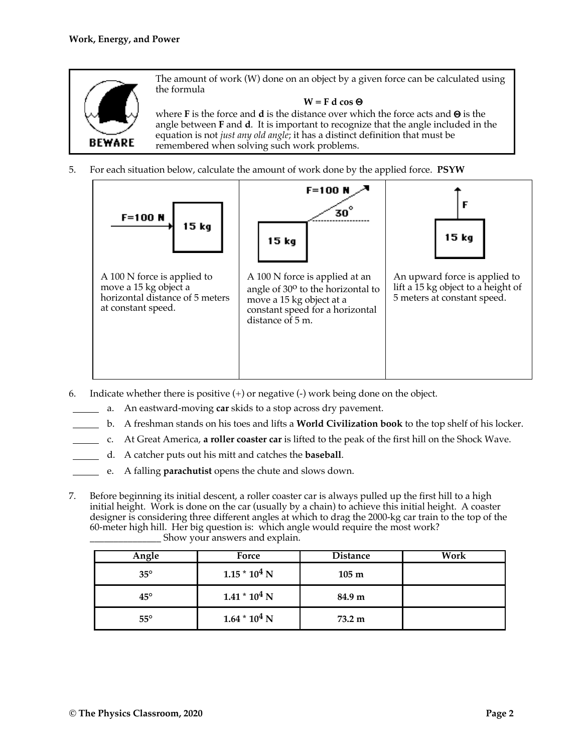## Work, Energy, and Power

BEWARE

The amount of work (W) done on an object by a given force can be calculated using the formula

$$W = F\,d\cos\Theta$$

where **F** is the force and **d** is the distance over which the force acts and **Θ** is the angle between **F** and **d**. It is important to recognize that the angle included in the equation is not *just any old angle*; it has a distinct definition that must be remembered when solving such work problems.

5. For each situation below, calculate the amount of work done by the applied force. **PSYW**

| F=100 N → 15 kg | F=100 N at 30° → 15 kg | F ↑ 15 kg |
|---|---|---|
| A 100 N force is applied to move a 15 kg object a horizontal distance of 5 meters at constant speed. | A 100 N force is applied at an angle of 30° to the horizontal to move a 15 kg object at a constant speed for a horizontal distance of 5 m. | An upward force is applied to lift a 15 kg object to a height of 5 meters at constant speed. |

6. Indicate whether there is positive (+) or negative (-) work being done on the object.

_____ a. An eastward-moving **car** skids to a stop across dry pavement.

_____ b. A freshman stands on his toes and lifts a **World Civilization book** to the top shelf of his locker.

_____ c. At Great America, **a roller coaster car** is lifted to the peak of the first hill on the Shock Wave.

_____ d. A catcher puts out his mitt and catches the **baseball**.

_____ e. A falling **parachutist** opens the chute and slows down.

7. Before beginning its initial descent, a roller coaster car is always pulled up the first hill to a high initial height. Work is done on the car (usually by a chain) to achieve this initial height. A coaster designer is considering three different angles at which to drag the 2000-kg car train to the top of the 60-meter high hill. Her big question is: which angle would require the most work? _______________ Show your answers and explain.

| Angle | Force | Distance | Work |
|---|---|---|---|
| 35° | $1.15 * 10^4$ N | 105 m | |
| 45° | $1.41 * 10^4$ N | 84.9 m | |
| 55° | $1.64 * 10^4$ N | 73.2 m | |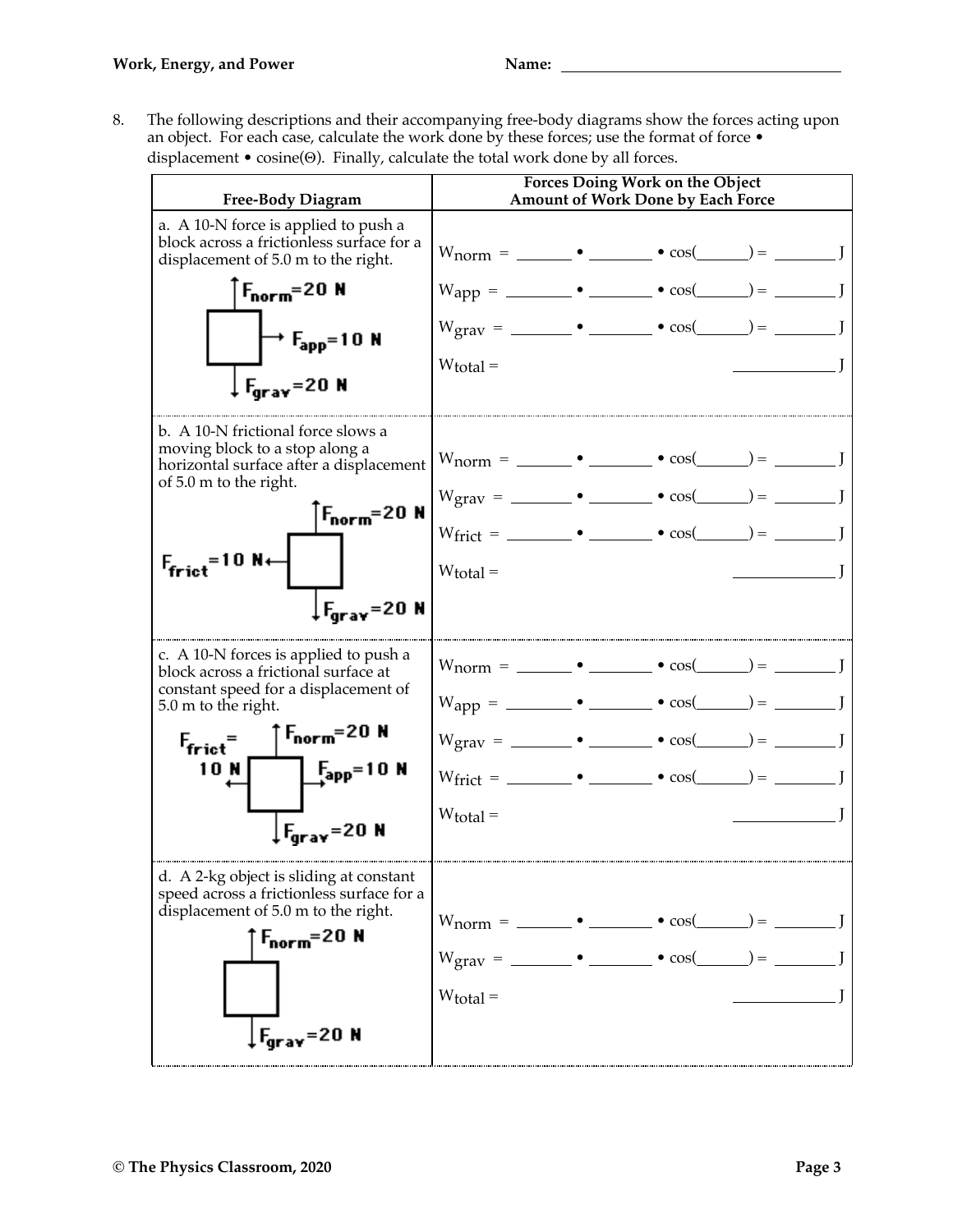8. The following descriptions and their accompanying free-body diagrams show the forces acting upon an object. For each case, calculate the work done by these forces; use the format of force • displacement • cosine(Θ). Finally, calculate the total work done by all forces.

| Free-Body Diagram | Forces Doing Work on the Object<br>Amount of Work Done by Each Force |
|---|---|
| a. A 10-N force is applied to push a block across a frictionless surface for a displacement of 5.0 m to the right.<br><br>$F_{norm}$=20 N<br>$F_{app}$=10 N<br>$F_{grav}$=20 N | $W_{norm}$ = _______ • _______ • cos(______) = _______ J<br><br>$W_{app}$ = _______ • _______ • cos(______) = _______ J<br><br>$W_{grav}$ = _______ • _______ • cos(______) = _______ J<br><br>$W_{total}$ = ____________ J |
| b. A 10-N frictional force slows a moving block to a stop along a horizontal surface after a displacement of 5.0 m to the right.<br><br>$F_{norm}$=20 N<br>$F_{frict}$=10 N<br>$F_{grav}$=20 N | $W_{norm}$ = _______ • _______ • cos(______) = _______ J<br><br>$W_{grav}$ = _______ • _______ • cos(______) = _______ J<br><br>$W_{frict}$ = _______ • _______ • cos(______) = _______ J<br><br>$W_{total}$ = ____________ J |
| c. A 10-N forces is applied to push a block across a frictional surface at constant speed for a displacement of 5.0 m to the right.<br><br>$F_{frict}$= 10 N<br>$F_{norm}$=20 N<br>$F_{app}$=10 N<br>$F_{grav}$=20 N | $W_{norm}$ = _______ • _______ • cos(______) = _______ J<br><br>$W_{app}$ = _______ • _______ • cos(______) = _______ J<br><br>$W_{grav}$ = _______ • _______ • cos(______) = _______ J<br><br>$W_{frict}$ = _______ • _______ • cos(______) = _______ J<br><br>$W_{total}$ = ____________ J |
| d. A 2-kg object is sliding at constant speed across a frictionless surface for a displacement of 5.0 m to the right.<br><br>$F_{norm}$=20 N<br>$F_{grav}$=20 N | $W_{norm}$ = _______ • _______ • cos(______) = _______ J<br><br>$W_{grav}$ = _______ • _______ • cos(______) = _______ J<br><br>$W_{total}$ = ____________ J |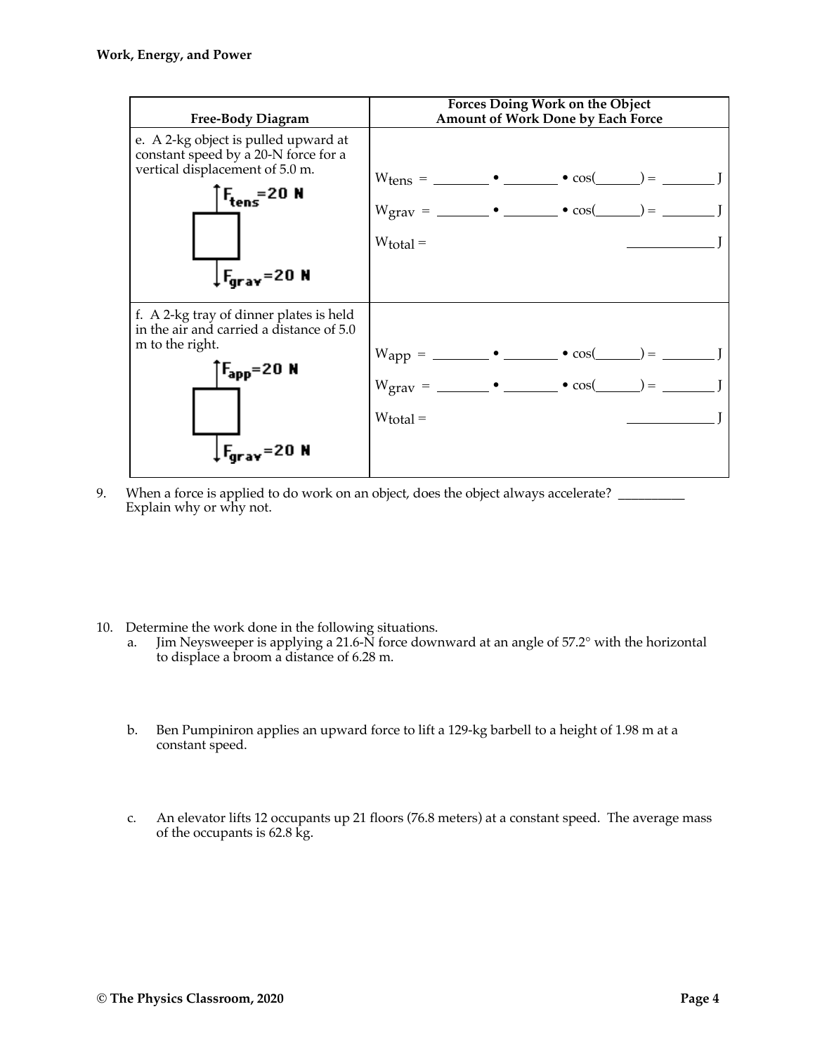**Work, Energy, and Power**

| Free-Body Diagram | Forces Doing Work on the Object<br>Amount of Work Done by Each Force |
|---|---|
| e. A 2-kg object is pulled upward at constant speed by a 20-N force for a vertical displacement of 5.0 m.<br>$F_{tens}$=20 N<br>$F_{grav}$=20 N | $W_{tens}$ = _______ • _______ • cos(______) = _______ J<br>$W_{grav}$ = _______ • _______ • cos(______) = _______ J<br>$W_{total}$ = ____________ J |
| f. A 2-kg tray of dinner plates is held in the air and carried a distance of 5.0 m to the right.<br>$F_{app}$=20 N<br>$F_{grav}$=20 N | $W_{app}$ = _______ • _______ • cos(______) = _______ J<br>$W_{grav}$ = _______ • _______ • cos(______) = _______ J<br>$W_{total}$ = ____________ J |

9. When a force is applied to do work on an object, does the object always accelerate? __________
   Explain why or why not.

10. Determine the work done in the following situations.
    a. Jim Neysweeper is applying a 21.6-N force downward at an angle of 57.2° with the horizontal to displace a broom a distance of 6.28 m.

    b. Ben Pumpiniron applies an upward force to lift a 129-kg barbell to a height of 1.98 m at a constant speed.

    c. An elevator lifts 12 occupants up 21 floors (76.8 meters) at a constant speed. The average mass of the occupants is 62.8 kg.

© The Physics Classroom, 2020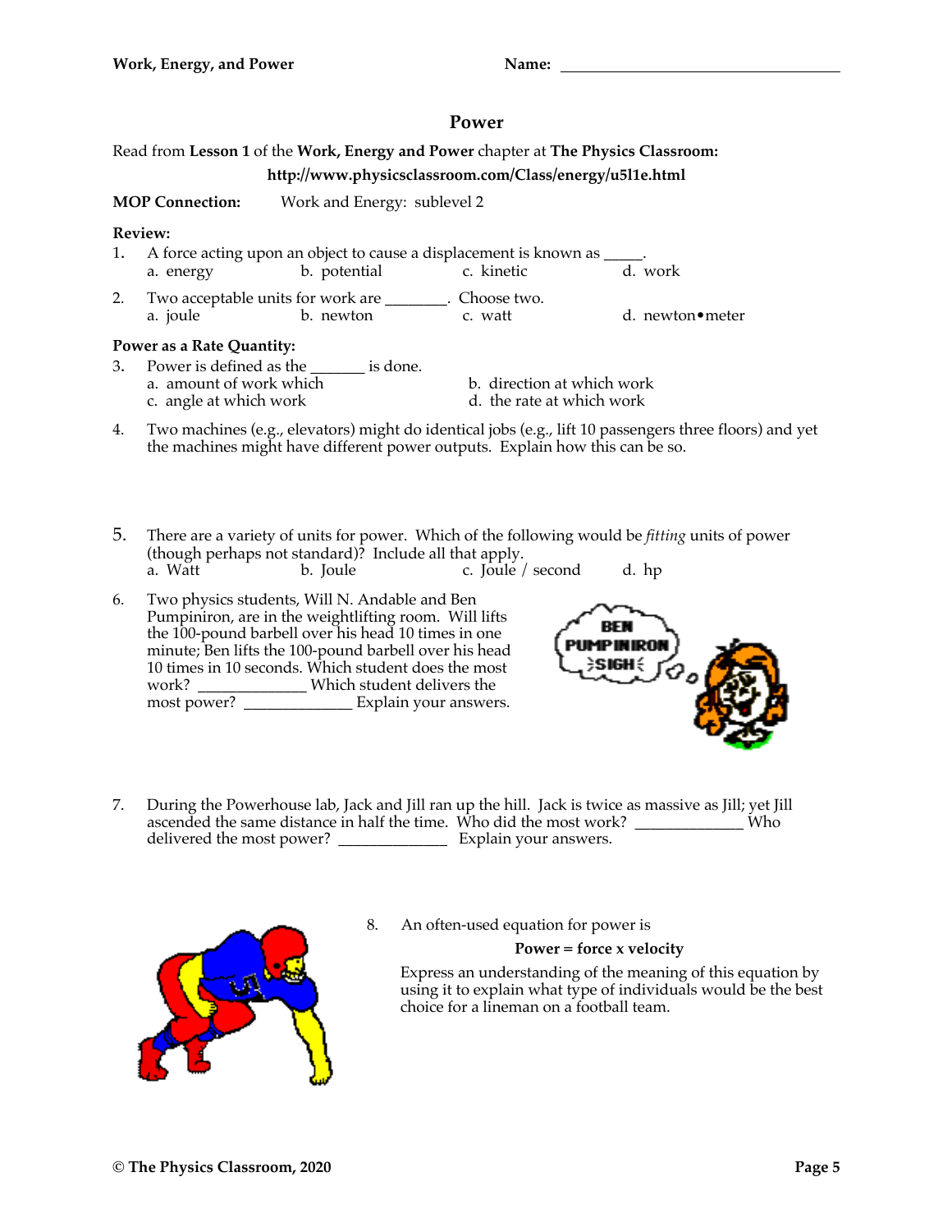**Work, Energy, and Power** **Name:** ______________________________

## Power

Read from **Lesson 1** of the **Work, Energy and Power** chapter at **The Physics Classroom:**

**http://www.physicsclassroom.com/Class/energy/u5l1e.html**

**MOP Connection:** Work and Energy: sublevel 2

**Review:**

1. A force acting upon an object to cause a displacement is known as _____.
   a. energy b. potential c. kinetic d. work

2. Two acceptable units for work are ________. Choose two.
   a. joule b. newton c. watt d. newton•meter

**Power as a Rate Quantity:**

3. Power is defined as the _______ is done.
   a. amount of work which
   b. direction at which work
   c. angle at which work
   d. the rate at which work

4. Two machines (e.g., elevators) might do identical jobs (e.g., lift 10 passengers three floors) and yet the machines might have different power outputs. Explain how this can be so.

5. There are a variety of units for power. Which of the following would be *fitting* units of power (though perhaps not standard)? Include all that apply.
   a. Watt b. Joule c. Joule / second d. hp

6. Two physics students, Will N. Andable and Ben Pumpiniron, are in the weightlifting room. Will lifts the 100-pound barbell over his head 10 times in one minute; Ben lifts the 100-pound barbell over his head 10 times in 10 seconds. Which student does the most work? ______________ Which student delivers the most power? ______________ Explain your answers.

7. During the Powerhouse lab, Jack and Jill ran up the hill. Jack is twice as massive as Jill; yet Jill ascended the same distance in half the time. Who did the most work? ______________ Who delivered the most power? ______________ Explain your answers.

8. An often-used equation for power is

   **Power = force x velocity**

   Express an understanding of the meaning of this equation by using it to explain what type of individuals would be the best choice for a lineman on a football team.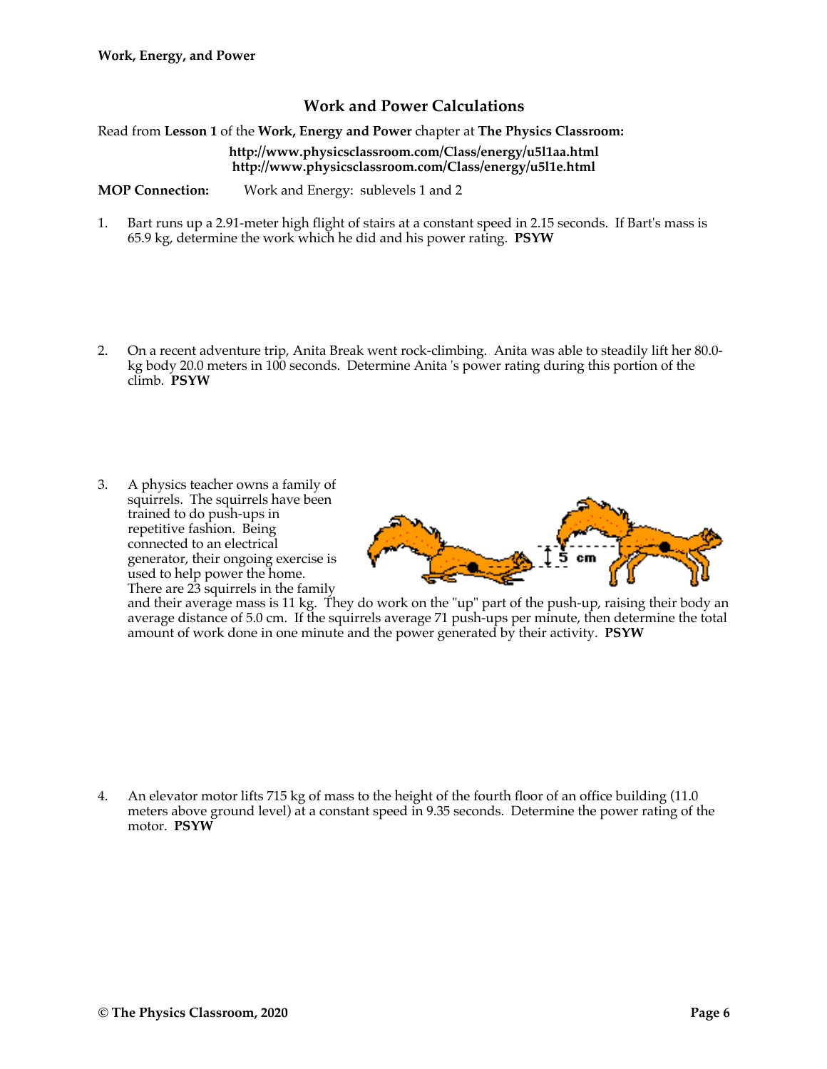**Work, Energy, and Power**

## Work and Power Calculations

Read from **Lesson 1** of the **Work, Energy and Power** chapter at **The Physics Classroom:**

**http://www.physicsclassroom.com/Class/energy/u5l1aa.html**
**http://www.physicsclassroom.com/Class/energy/u5l1e.html**

**MOP Connection:** Work and Energy: sublevels 1 and 2

1. Bart runs up a 2.91-meter high flight of stairs at a constant speed in 2.15 seconds. If Bart's mass is 65.9 kg, determine the work which he did and his power rating. **PSYW**

2. On a recent adventure trip, Anita Break went rock-climbing. Anita was able to steadily lift her 80.0-kg body 20.0 meters in 100 seconds. Determine Anita 's power rating during this portion of the climb. **PSYW**

3. A physics teacher owns a family of squirrels. The squirrels have been trained to do push-ups in repetitive fashion. Being connected to an electrical generator, their ongoing exercise is used to help power the home. There are 23 squirrels in the family and their average mass is 11 kg. They do work on the "up" part of the push-up, raising their body an average distance of 5.0 cm. If the squirrels average 71 push-ups per minute, then determine the total amount of work done in one minute and the power generated by their activity. **PSYW**

4. An elevator motor lifts 715 kg of mass to the height of the fourth floor of an office building (11.0 meters above ground level) at a constant speed in 9.35 seconds. Determine the power rating of the motor. **PSYW**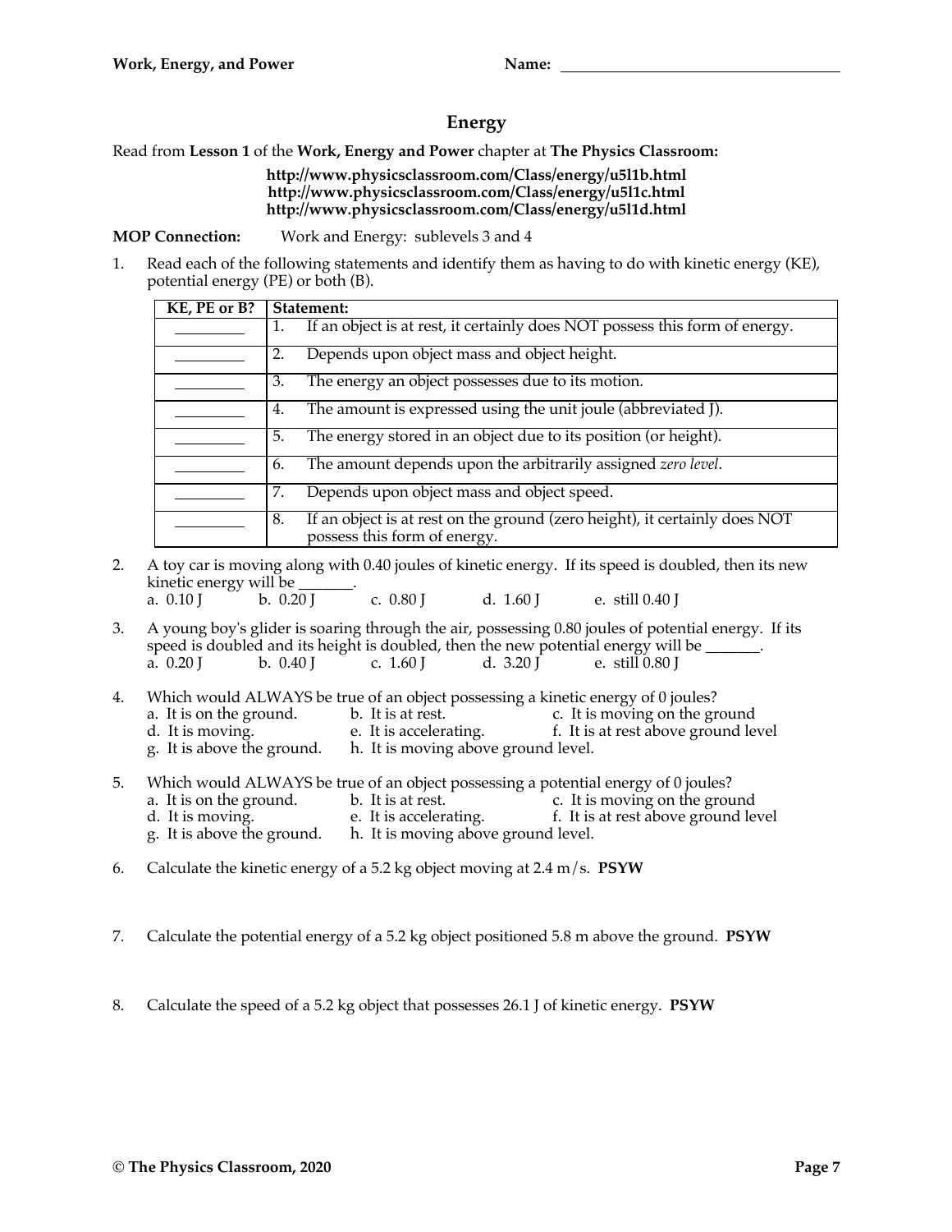## Energy

Read from **Lesson 1** of the **Work, Energy and Power** chapter at **The Physics Classroom:**

**http://www.physicsclassroom.com/Class/energy/u5l1b.html**
**http://www.physicsclassroom.com/Class/energy/u5l1c.html**
**http://www.physicsclassroom.com/Class/energy/u5l1d.html**

**MOP Connection:** Work and Energy: sublevels 3 and 4

1. Read each of the following statements and identify them as having to do with kinetic energy (KE), potential energy (PE) or both (B).

| KE, PE or B? | Statement: |
|---|---|
| ________ | 1. If an object is at rest, it certainly does NOT possess this form of energy. |
| ________ | 2. Depends upon object mass and object height. |
| ________ | 3. The energy an object possesses due to its motion. |
| ________ | 4. The amount is expressed using the unit joule (abbreviated J). |
| ________ | 5. The energy stored in an object due to its position (or height). |
| ________ | 6. The amount depends upon the arbitrarily assigned *zero level*. |
| ________ | 7. Depends upon object mass and object speed. |
| ________ | 8. If an object is at rest on the ground (zero height), it certainly does NOT possess this form of energy. |

2. A toy car is moving along with 0.40 joules of kinetic energy. If its speed is doubled, then its new kinetic energy will be _______.
   a. 0.10 J b. 0.20 J c. 0.80 J d. 1.60 J e. still 0.40 J

3. A young boy's glider is soaring through the air, possessing 0.80 joules of potential energy. If its speed is doubled and its height is doubled, then the new potential energy will be _______.
   a. 0.20 J b. 0.40 J c. 1.60 J d. 3.20 J e. still 0.80 J

4. Which would ALWAYS be true of an object possessing a kinetic energy of 0 joules?
   a. It is on the ground. b. It is at rest. c. It is moving on the ground
   d. It is moving. e. It is accelerating. f. It is at rest above ground level
   g. It is above the ground. h. It is moving above ground level.

5. Which would ALWAYS be true of an object possessing a potential energy of 0 joules?
   a. It is on the ground. b. It is at rest. c. It is moving on the ground
   d. It is moving. e. It is accelerating. f. It is at rest above ground level
   g. It is above the ground. h. It is moving above ground level.

6. Calculate the kinetic energy of a 5.2 kg object moving at 2.4 m/s. **PSYW**

7. Calculate the potential energy of a 5.2 kg object positioned 5.8 m above the ground. **PSYW**

8. Calculate the speed of a 5.2 kg object that possesses 26.1 J of kinetic energy. **PSYW**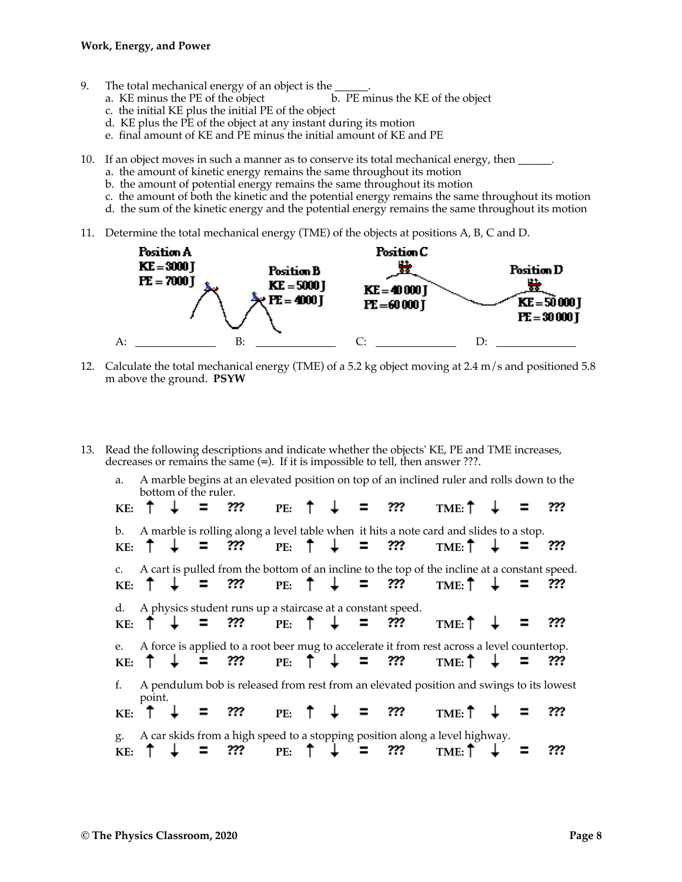9. The total mechanical energy of an object is the ______.
   a. KE minus the PE of the object
   b. PE minus the KE of the object
   c. the initial KE plus the initial PE of the object
   d. KE plus the PE of the object at any instant during its motion
   e. final amount of KE and PE minus the initial amount of KE and PE

10. If an object moves in such a manner as to conserve its total mechanical energy, then ______.
    a. the amount of kinetic energy remains the same throughout its motion
    b. the amount of potential energy remains the same throughout its motion
    c. the amount of both the kinetic and the potential energy remains the same throughout its motion
    d. the sum of the kinetic energy and the potential energy remains the same throughout its motion

11. Determine the total mechanical energy (TME) of the objects at positions A, B, C and D.

    **Position A** KE = 3000 J PE = 7000 J

    **Position B** KE = 5000 J PE = 4000 J

    **Position C** KE = 40 000 J PE = 60 000 J

    **Position D** KE = 50 000 J PE = 30 000 J

    A: ______________ B: ______________ C: ______________ D: ______________

12. Calculate the total mechanical energy (TME) of a 5.2 kg object moving at 2.4 m/s and positioned 5.8 m above the ground. **PSYW**

13. Read the following descriptions and indicate whether the objects' KE, PE and TME increases, decreases or remains the same (=). If it is impossible to tell, then answer ???.

    a. A marble begins at an elevated position on top of an inclined ruler and rolls down to the bottom of the ruler.

    **KE:** ↑ ↓ = ??? **PE:** ↑ ↓ = ??? **TME:** ↑ ↓ = ???

    b. A marble is rolling along a level table when it hits a note card and slides to a stop.

    **KE:** ↑ ↓ = ??? **PE:** ↑ ↓ = ??? **TME:** ↑ ↓ = ???

    c. A cart is pulled from the bottom of an incline to the top of the incline at a constant speed.

    **KE:** ↑ ↓ = ??? **PE:** ↑ ↓ = ??? **TME:** ↑ ↓ = ???

    d. A physics student runs up a staircase at a constant speed.

    **KE:** ↑ ↓ = ??? **PE:** ↑ ↓ = ??? **TME:** ↑ ↓ = ???

    e. A force is applied to a root beer mug to accelerate it from rest across a level countertop.

    **KE:** ↑ ↓ = ??? **PE:** ↑ ↓ = ??? **TME:** ↑ ↓ = ???

    f. A pendulum bob is released from rest from an elevated position and swings to its lowest point.

    **KE:** ↑ ↓ = ??? **PE:** ↑ ↓ = ??? **TME:** ↑ ↓ = ???

    g. A car skids from a high speed to a stopping position along a level highway.

    **KE:** ↑ ↓ = ??? **PE:** ↑ ↓ = ??? **TME:** ↑ ↓ = ???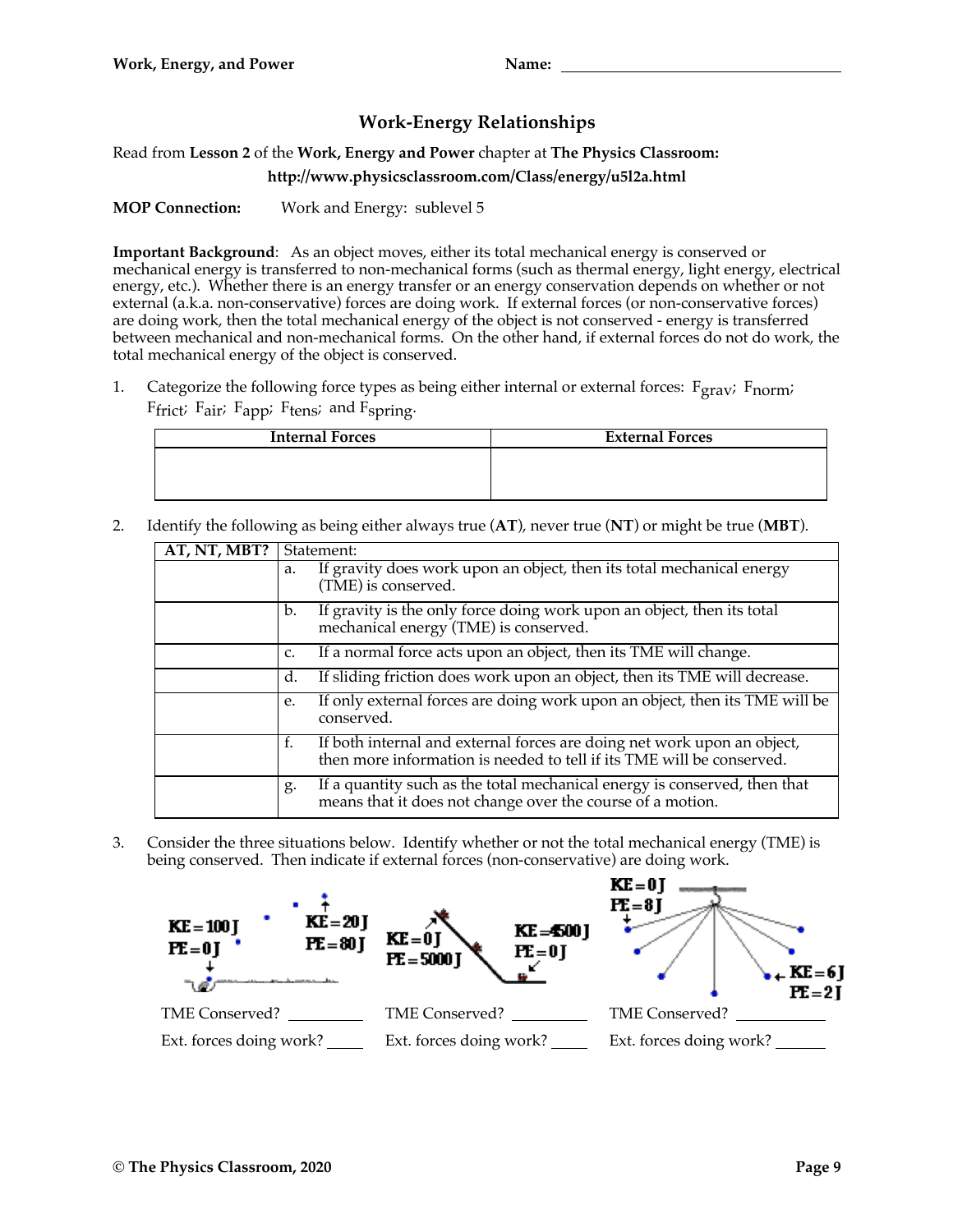**Work, Energy, and Power** **Name:** ______________________

## Work-Energy Relationships

Read from **Lesson 2** of the **Work, Energy and Power** chapter at **The Physics Classroom:**

**http://www.physicsclassroom.com/Class/energy/u5l2a.html**

**MOP Connection:** Work and Energy: sublevel 5

**Important Background**: As an object moves, either its total mechanical energy is conserved or mechanical energy is transferred to non-mechanical forms (such as thermal energy, light energy, electrical energy, etc.). Whether there is an energy transfer or an energy conservation depends on whether or not external (a.k.a. non-conservative) forces are doing work. If external forces (or non-conservative forces) are doing work, then the total mechanical energy of the object is not conserved - energy is transferred between mechanical and non-mechanical forms. On the other hand, if external forces do not do work, the total mechanical energy of the object is conserved.

1. Categorize the following force types as being either internal or external forces: $F_{grav}$; $F_{norm}$; $F_{frict}$; $F_{air}$; $F_{app}$; $F_{tens}$; and $F_{spring}$.

| Internal Forces | External Forces |
|---|---|
| | |

2. Identify the following as being either always true (**AT**), never true (**NT**) or might be true (**MBT**).

| AT, NT, MBT? | Statement: |
|---|---|
| | a. If gravity does work upon an object, then its total mechanical energy (TME) is conserved. |
| | b. If gravity is the only force doing work upon an object, then its total mechanical energy (TME) is conserved. |
| | c. If a normal force acts upon an object, then its TME will change. |
| | d. If sliding friction does work upon an object, then its TME will decrease. |
| | e. If only external forces are doing work upon an object, then its TME will be conserved. |
| | f. If both internal and external forces are doing net work upon an object, then more information is needed to tell if its TME will be conserved. |
| | g. If a quantity such as the total mechanical energy is conserved, then that means that it does not change over the course of a motion. |

3. Consider the three situations below. Identify whether or not the total mechanical energy (TME) is being conserved. Then indicate if external forces (non-conservative) are doing work.

KE = 100 J, PE = 0 J; KE = 20 J, PE = 80 J

TME Conserved? __________

Ext. forces doing work? _____

KE = 0 J, PE = 5000 J; KE = 4500 J, PE = 0 J

TME Conserved? __________

Ext. forces doing work? _____

KE = 0 J, PE = 8 J; KE = 6 J, PE = 2 J

TME Conserved? __________

Ext. forces doing work? _____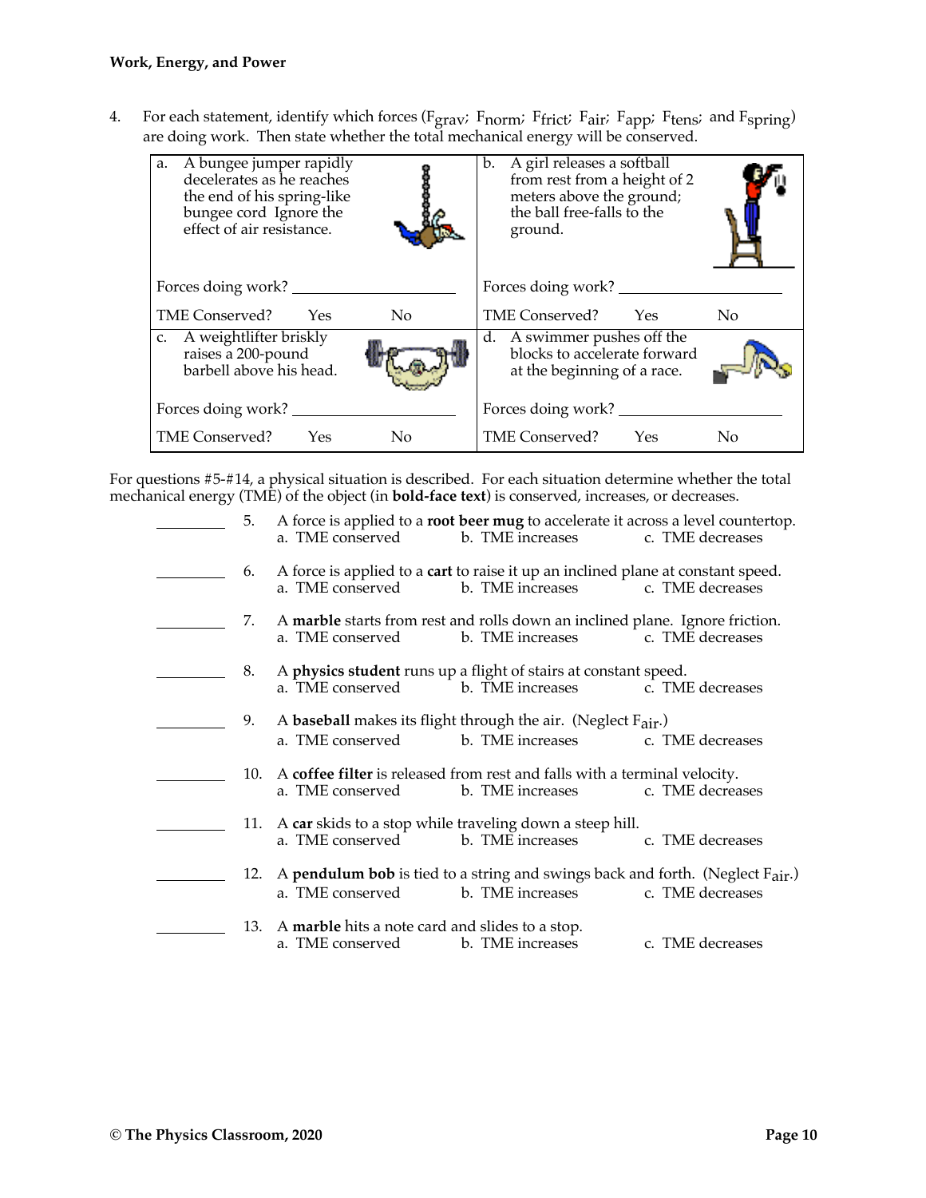**Work, Energy, and Power**

4. For each statement, identify which forces ($F_{grav}$; $F_{norm}$; $F_{frict}$; $F_{air}$; $F_{app}$; $F_{tens}$; and $F_{spring}$) are doing work. Then state whether the total mechanical energy will be conserved.

| | |
|---|---|
| a. A bungee jumper rapidly decelerates as he reaches the end of his spring-like bungee cord Ignore the effect of air resistance.<br><br>Forces doing work? ___________________<br><br>TME Conserved? Yes No | b. A girl releases a softball from rest from a height of 2 meters above the ground; the ball free-falls to the ground.<br><br>Forces doing work? ___________________<br><br>TME Conserved? Yes No |
| c. A weightlifter briskly raises a 200-pound barbell above his head.<br><br>Forces doing work? ___________________<br><br>TME Conserved? Yes No | d. A swimmer pushes off the blocks to accelerate forward at the beginning of a race.<br><br>Forces doing work? ___________________<br><br>TME Conserved? Yes No |

For questions #5-#14, a physical situation is described. For each situation determine whether the total mechanical energy (TME) of the object (in **bold-face text**) is conserved, increases, or decreases.

_________ 5. A force is applied to a **root beer mug** to accelerate it across a level countertop.
a. TME conserved b. TME increases c. TME decreases

_________ 6. A force is applied to a **cart** to raise it up an inclined plane at constant speed.
a. TME conserved b. TME increases c. TME decreases

_________ 7. A **marble** starts from rest and rolls down an inclined plane. Ignore friction.
a. TME conserved b. TME increases c. TME decreases

_________ 8. A **physics student** runs up a flight of stairs at constant speed.
a. TME conserved b. TME increases c. TME decreases

_________ 9. A **baseball** makes its flight through the air. (Neglect $F_{air}$.)
a. TME conserved b. TME increases c. TME decreases

_________ 10. A **coffee filter** is released from rest and falls with a terminal velocity.
a. TME conserved b. TME increases c. TME decreases

_________ 11. A **car** skids to a stop while traveling down a steep hill.
a. TME conserved b. TME increases c. TME decreases

_________ 12. A **pendulum bob** is tied to a string and swings back and forth. (Neglect $F_{air}$.)
a. TME conserved b. TME increases c. TME decreases

_________ 13. A **marble** hits a note card and slides to a stop.
a. TME conserved b. TME increases c. TME decreases

© The Physics Classroom, 2020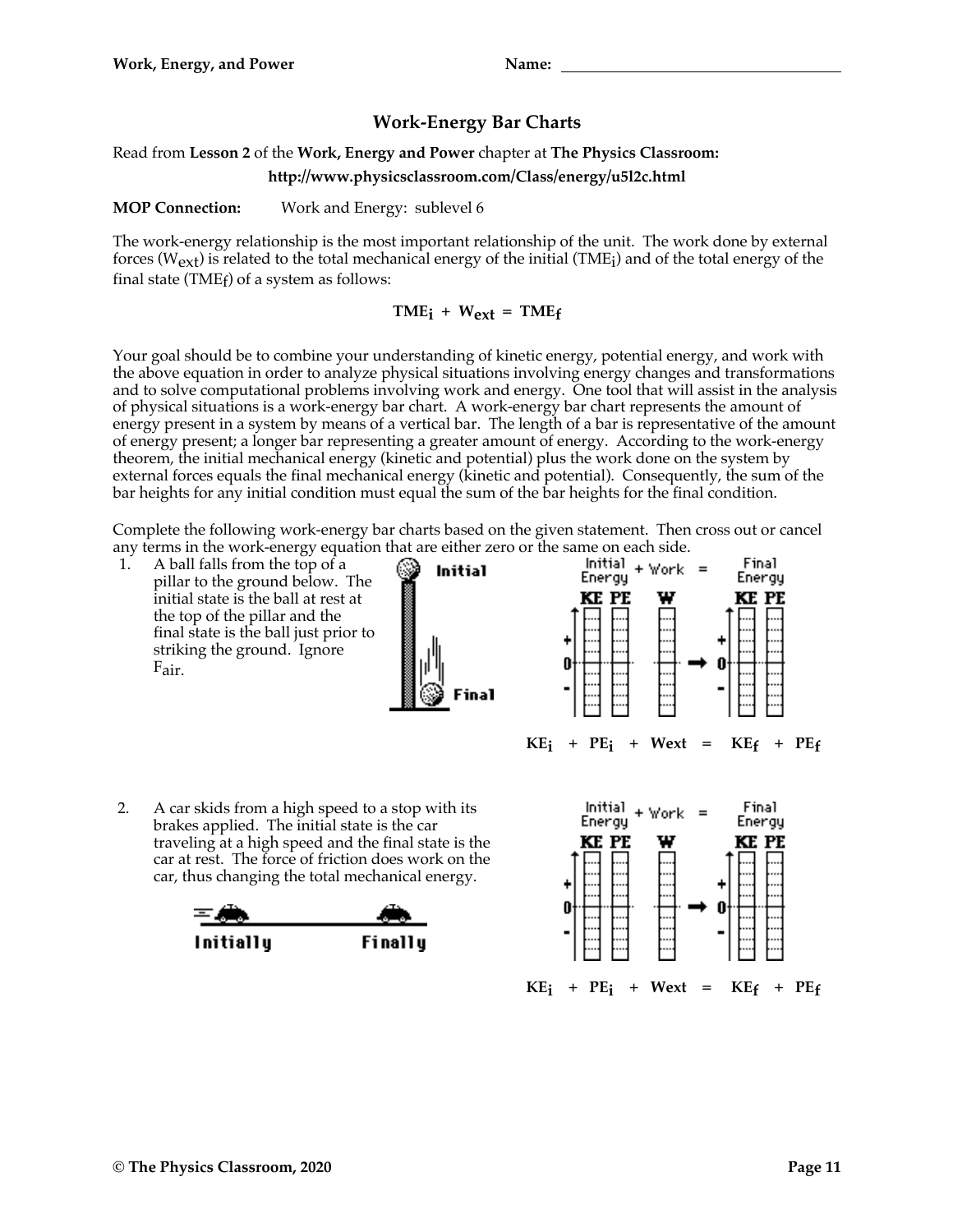**Work, Energy, and Power** **Name:** ____________________

## Work-Energy Bar Charts

Read from **Lesson 2** of the **Work, Energy and Power** chapter at **The Physics Classroom:**

**http://www.physicsclassroom.com/Class/energy/u5l2c.html**

**MOP Connection:** Work and Energy: sublevel 6

The work-energy relationship is the most important relationship of the unit. The work done by external forces ($W_{ext}$) is related to the total mechanical energy of the initial ($TME_i$) and of the total energy of the final state ($TME_f$) of a system as follows:

$$TME_i + W_{ext} = TME_f$$

Your goal should be to combine your understanding of kinetic energy, potential energy, and work with the above equation in order to analyze physical situations involving energy changes and transformations and to solve computational problems involving work and energy. One tool that will assist in the analysis of physical situations is a work-energy bar chart. A work-energy bar chart represents the amount of energy present in a system by means of a vertical bar. The length of a bar is representative of the amount of energy present; a longer bar representing a greater amount of energy. According to the work-energy theorem, the initial mechanical energy (kinetic and potential) plus the work done on the system by external forces equals the final mechanical energy (kinetic and potential). Consequently, the sum of the bar heights for any initial condition must equal the sum of the bar heights for the final condition.

Complete the following work-energy bar charts based on the given statement. Then cross out or cancel any terms in the work-energy equation that are either zero or the same on each side.

1. A ball falls from the top of a pillar to the ground below. The initial state is the ball at rest at the top of the pillar and the final state is the ball just prior to striking the ground. Ignore $F_{air}$.

   Initial | Final

   Initial Energy + Work = Final Energy

   KE PE W → KE PE

   $$KE_i + PE_i + W_{ext} = KE_f + PE_f$$

2. A car skids from a high speed to a stop with its brakes applied. The initial state is the car traveling at a high speed and the final state is the car at rest. The force of friction does work on the car, thus changing the total mechanical energy.

   Initially | Finally

   Initial Energy + Work = Final Energy

   KE PE W → KE PE

   $$KE_i + PE_i + W_{ext} = KE_f + PE_f$$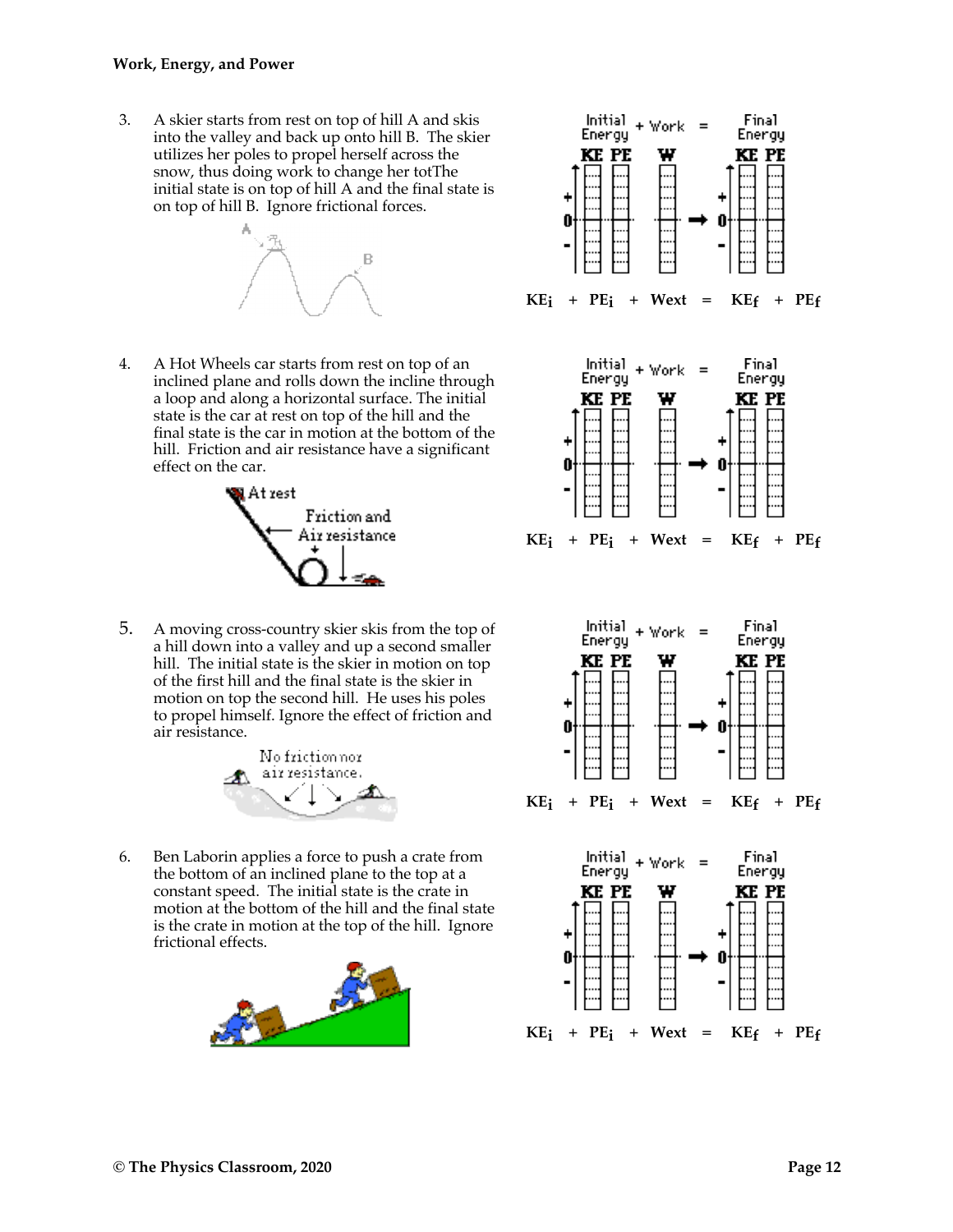**Work, Energy, and Power**

3. A skier starts from rest on top of hill A and skis into the valley and back up onto hill B. The skier utilizes her poles to propel herself across the snow, thus doing work to change her totThe initial state is on top of hill A and the final state is on top of hill B. Ignore frictional forces.

$KE_i + PE_i + W_{ext} = KE_f + PE_f$

4. A Hot Wheels car starts from rest on top of an inclined plane and rolls down the incline through a loop and along a horizontal surface. The initial state is the car at rest on top of the hill and the final state is the car in motion at the bottom of the hill. Friction and air resistance have a significant effect on the car.

$KE_i + PE_i + W_{ext} = KE_f + PE_f$

5. A moving cross-country skier skis from the top of a hill down into a valley and up a second smaller hill. The initial state is the skier in motion on top of the first hill and the final state is the skier in motion on top the second hill. He uses his poles to propel himself. Ignore the effect of friction and air resistance.

$KE_i + PE_i + W_{ext} = KE_f + PE_f$

6. Ben Laborin applies a force to push a crate from the bottom of an inclined plane to the top at a constant speed. The initial state is the crate in motion at the bottom of the hill and the final state is the crate in motion at the top of the hill. Ignore frictional effects.

$KE_i + PE_i + W_{ext} = KE_f + PE_f$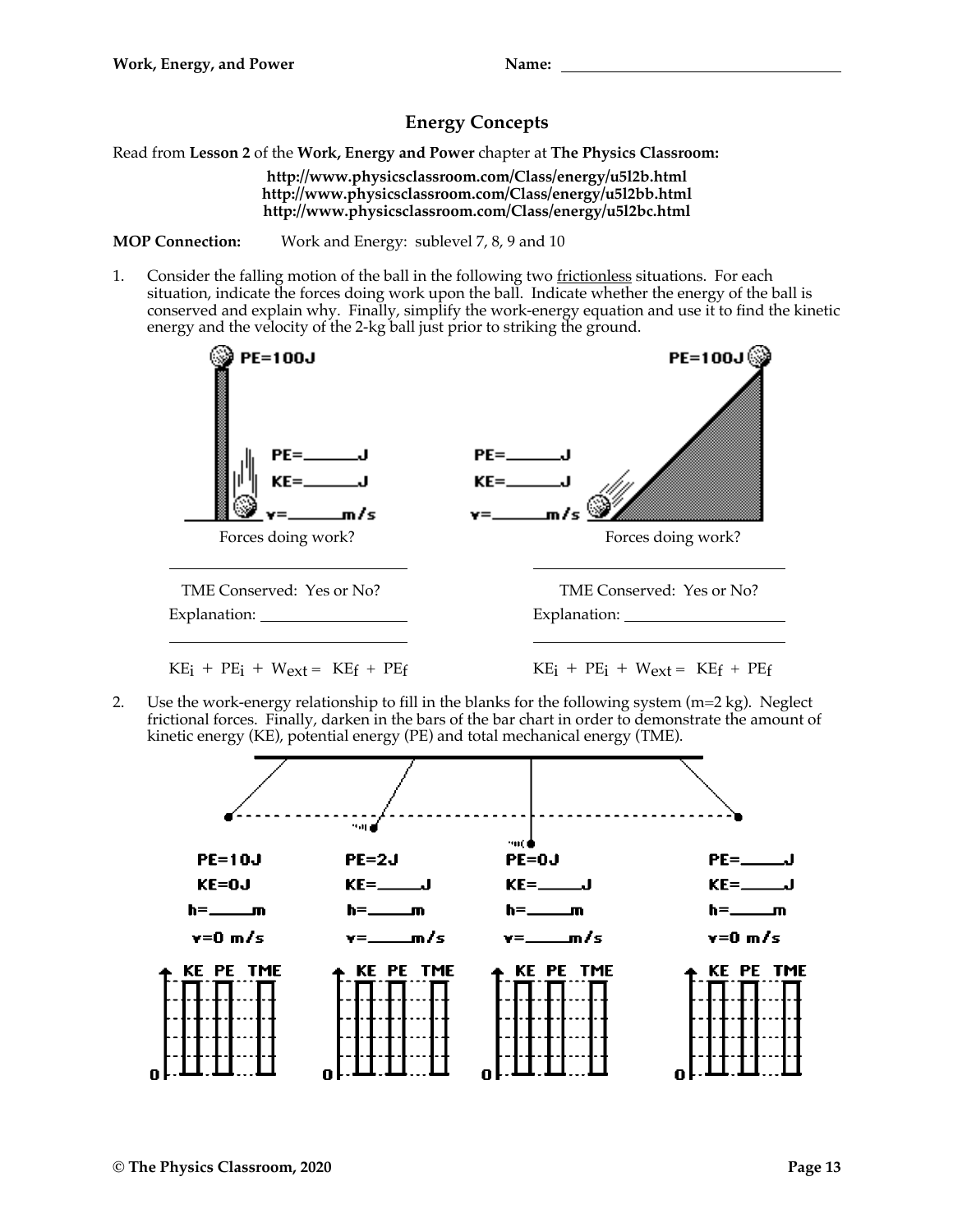## Energy Concepts

Read from **Lesson 2** of the **Work, Energy and Power** chapter at **The Physics Classroom:**

**http://www.physicsclassroom.com/Class/energy/u5l2b.html**
**http://www.physicsclassroom.com/Class/energy/u5l2bb.html**
**http://www.physicsclassroom.com/Class/energy/u5l2bc.html**

**MOP Connection:** Work and Energy: sublevel 7, 8, 9 and 10

1. Consider the falling motion of the ball in the following two frictionless situations. For each situation, indicate the forces doing work upon the ball. Indicate whether the energy of the ball is conserved and explain why. Finally, simplify the work-energy equation and use it to find the kinetic energy and the velocity of the 2-kg ball just prior to striking the ground.

PE=100J

PE=_______J

KE=_______J

v=_______m/s

Forces doing work?

_______________________________

TME Conserved: Yes or No?

Explanation: _______________________

_______________________________

$KE_i + PE_i + W_{ext} = KE_f + PE_f$

PE=100J

PE=_______J

KE=_______J

v=_______m/s

Forces doing work?

_______________________________

TME Conserved: Yes or No?

Explanation: _______________________

_______________________________

$KE_i + PE_i + W_{ext} = KE_f + PE_f$

2. Use the work-energy relationship to fill in the blanks for the following system (m=2 kg). Neglect frictional forces. Finally, darken in the bars of the bar chart in order to demonstrate the amount of kinetic energy (KE), potential energy (PE) and total mechanical energy (TME).

| | | | |
|---|---|---|---|
| PE=10J | PE=2J | PE=0J | PE=_____J |
| KE=0J | KE=_____J | KE=_____J | KE=_____J |
| h=_____m | h=_____m | h=_____m | h=_____m |
| v=0 m/s | v=_____m/s | v=_____m/s | v=0 m/s |

KE PE TME (bar charts, starting at 0)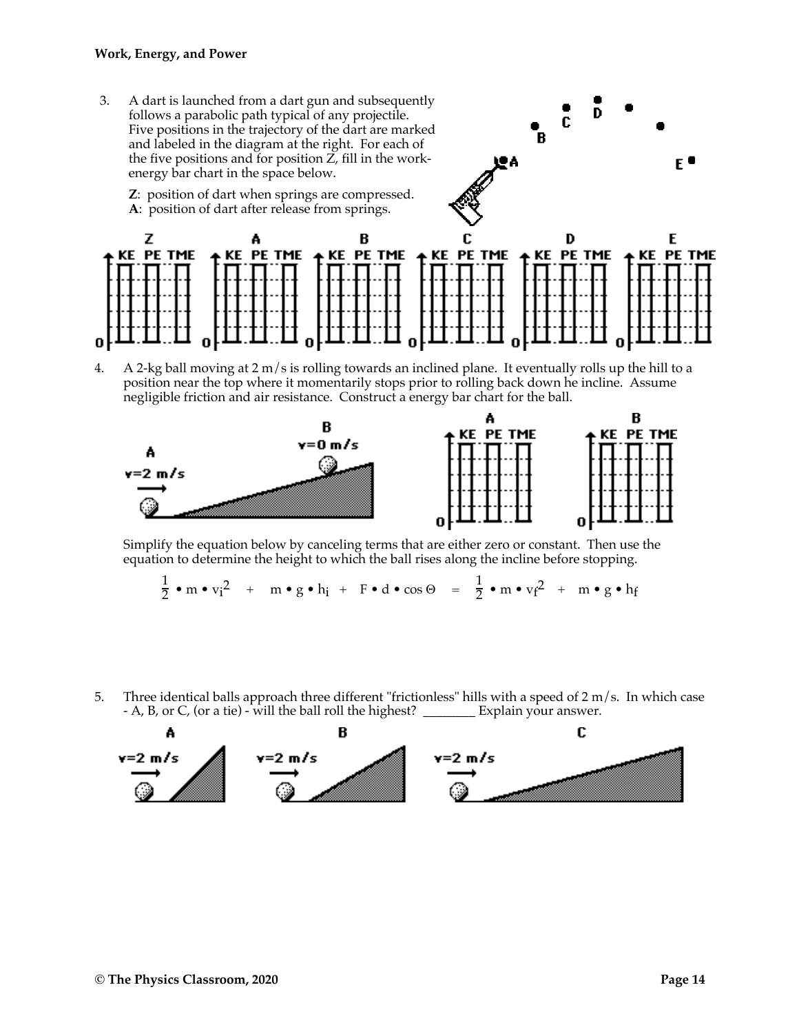**Work, Energy, and Power**

3. A dart is launched from a dart gun and subsequently follows a parabolic path typical of any projectile. Five positions in the trajectory of the dart are marked and labeled in the diagram at the right. For each of the five positions and for position Z, fill in the work-energy bar chart in the space below.

   **Z**: position of dart when springs are compressed.
   **A**: position of dart after release from springs.

4. A 2-kg ball moving at 2 m/s is rolling towards an inclined plane. It eventually rolls up the hill to a position near the top where it momentarily stops prior to rolling back down he incline. Assume negligible friction and air resistance. Construct a energy bar chart for the ball.

   Simplify the equation below by canceling terms that are either zero or constant. Then use the equation to determine the height to which the ball rises along the incline before stopping.

$$\frac{1}{2} \bullet m \bullet v_i^2 + m \bullet g \bullet h_i + F \bullet d \bullet \cos \Theta = \frac{1}{2} \bullet m \bullet v_f^2 + m \bullet g \bullet h_f$$

5. Three identical balls approach three different "frictionless" hills with a speed of 2 m/s. In which case - A, B, or C, (or a tie) - will the ball roll the highest? ________ Explain your answer.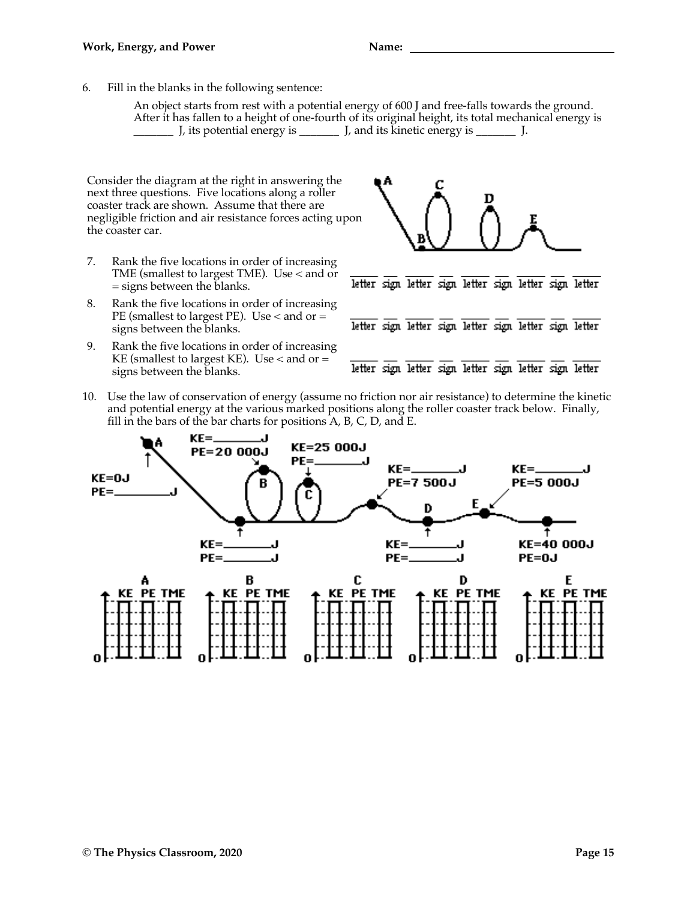6. Fill in the blanks in the following sentence:

   An object starts from rest with a potential energy of 600 J and free-falls towards the ground. After it has fallen to a height of one-fourth of its original height, its total mechanical energy is _______ J, its potential energy is _______ J, and its kinetic energy is _______ J.

Consider the diagram at the right in answering the next three questions. Five locations along a roller coaster track are shown. Assume that there are negligible friction and air resistance forces acting upon the coaster car.

7. Rank the five locations in order of increasing TME (smallest to largest TME). Use < and or = signs between the blanks.

   _____ __ _____ __ _____ __ _____ __ _____
   letter sign letter sign letter sign letter sign letter

8. Rank the five locations in order of increasing PE (smallest to largest PE). Use < and or = signs between the blanks.

   _____ __ _____ __ _____ __ _____ __ _____
   letter sign letter sign letter sign letter sign letter

9. Rank the five locations in order of increasing KE (smallest to largest KE). Use < and or = signs between the blanks.

   _____ __ _____ __ _____ __ _____ __ _____
   letter sign letter sign letter sign letter sign letter

10. Use the law of conservation of energy (assume no friction nor air resistance) to determine the kinetic and potential energy at the various marked positions along the roller coaster track below. Finally, fill in the bars of the bar charts for positions A, B, C, D, and E.

A: KE=0J, PE=________J

KE=________J, PE=________J

B: KE=________J, PE=20 000J

C: KE=25 000J, PE=________J

KE=________J, PE=7 500J

D: KE=________J, PE=________J

E: KE=________J, PE=5 000J

KE=40 000J, PE=0J

Bar charts (KE, PE, TME) for positions A, B, C, D, E.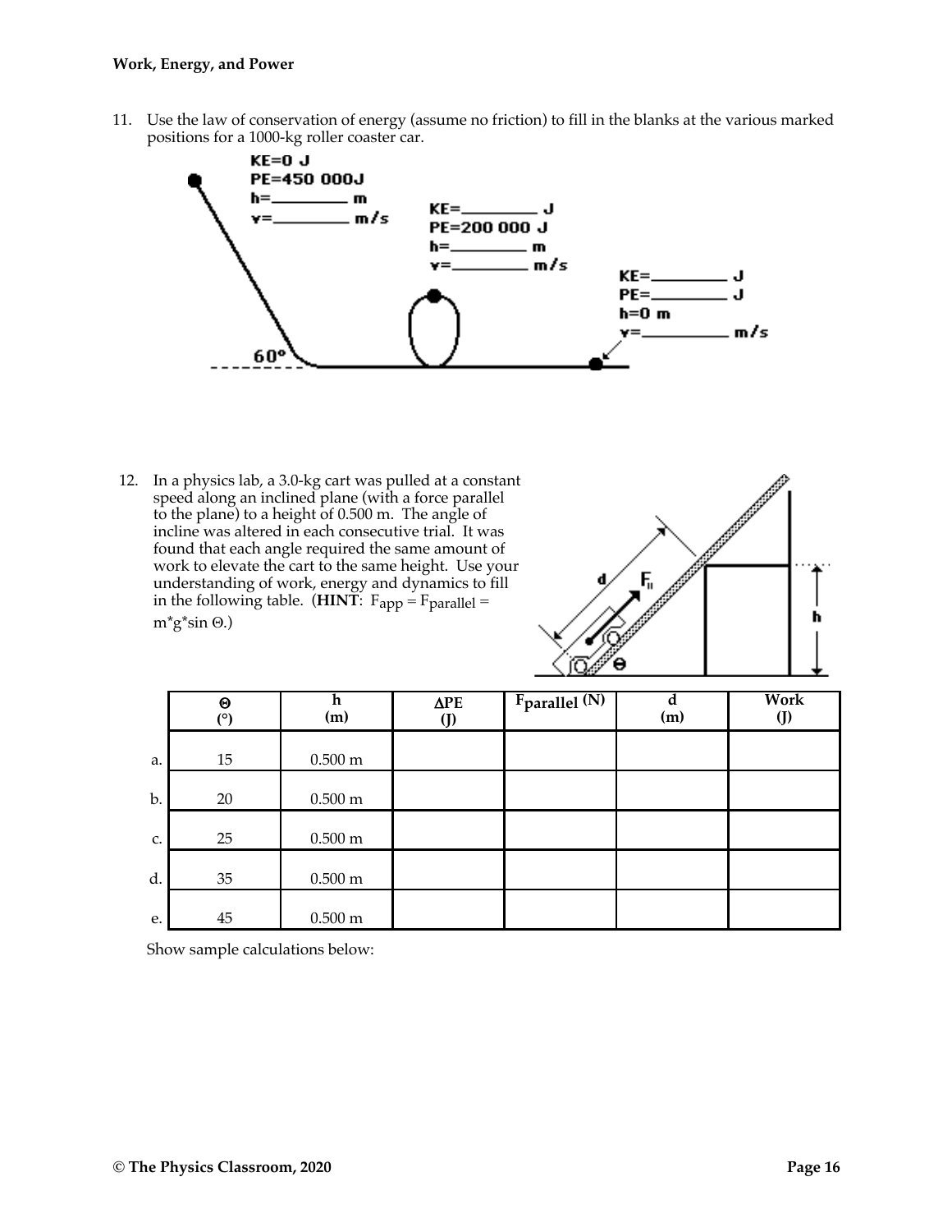11. Use the law of conservation of energy (assume no friction) to fill in the blanks at the various marked positions for a 1000-kg roller coaster car.

KE=0 J
PE=450 000J
h=________ m
v=________ m/s

KE=________ J
PE=200 000 J
h=________ m
v=________ m/s

KE=________ J
PE=________ J
h=0 m
v=________ m/s

60°

12. In a physics lab, a 3.0-kg cart was pulled at a constant speed along an inclined plane (with a force parallel to the plane) to a height of 0.500 m. The angle of incline was altered in each consecutive trial. It was found that each angle required the same amount of work to elevate the cart to the same height. Use your understanding of work, energy and dynamics to fill in the following table. (**HINT**: $F_{app} = F_{parallel} = m*g*\sin \Theta$.)

| | Θ (°) | h (m) | ΔPE (J) | $F_{parallel}$ (N) | d (m) | Work (J) |
|---|---|---|---|---|---|---|
| a. | 15 | 0.500 m | | | | |
| b. | 20 | 0.500 m | | | | |
| c. | 25 | 0.500 m | | | | |
| d. | 35 | 0.500 m | | | | |
| e. | 45 | 0.500 m | | | | |

Show sample calculations below: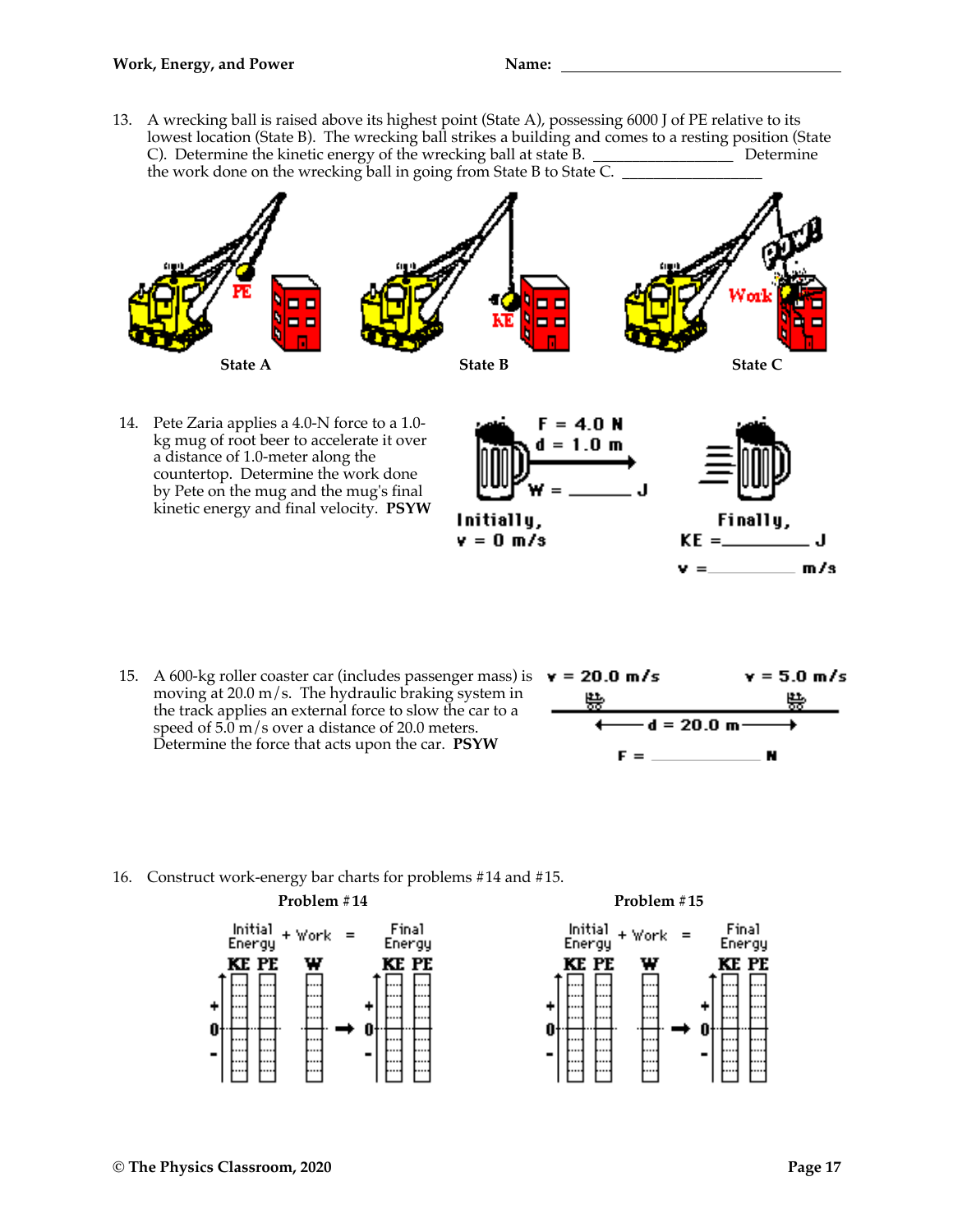13. A wrecking ball is raised above its highest point (State A), possessing 6000 J of PE relative to its lowest location (State B). The wrecking ball strikes a building and comes to a resting position (State C). Determine the kinetic energy of the wrecking ball at state B. ________________ Determine the work done on the wrecking ball in going from State B to State C. ________________

State A

State B

State C

14. Pete Zaria applies a 4.0-N force to a 1.0-kg mug of root beer to accelerate it over a distance of 1.0-meter along the countertop. Determine the work done by Pete on the mug and the mug's final kinetic energy and final velocity. **PSYW**

F = 4.0 N
d = 1.0 m
W = ________ J

Initially,
v = 0 m/s

Finally,
KE = ________ J
v = ________ m/s

15. A 600-kg roller coaster car (includes passenger mass) is moving at 20.0 m/s. The hydraulic braking system in the track applies an external force to slow the car to a speed of 5.0 m/s over a distance of 20.0 meters. Determine the force that acts upon the car. **PSYW**

v = 20.0 m/s v = 5.0 m/s

d = 20.0 m

F = ________ N

16. Construct work-energy bar charts for problems #14 and #15.

**Problem #14**

Initial Energy + Work = Final Energy

KE PE W → KE PE

**Problem #15**

Initial Energy + Work = Final Energy

KE PE W → KE PE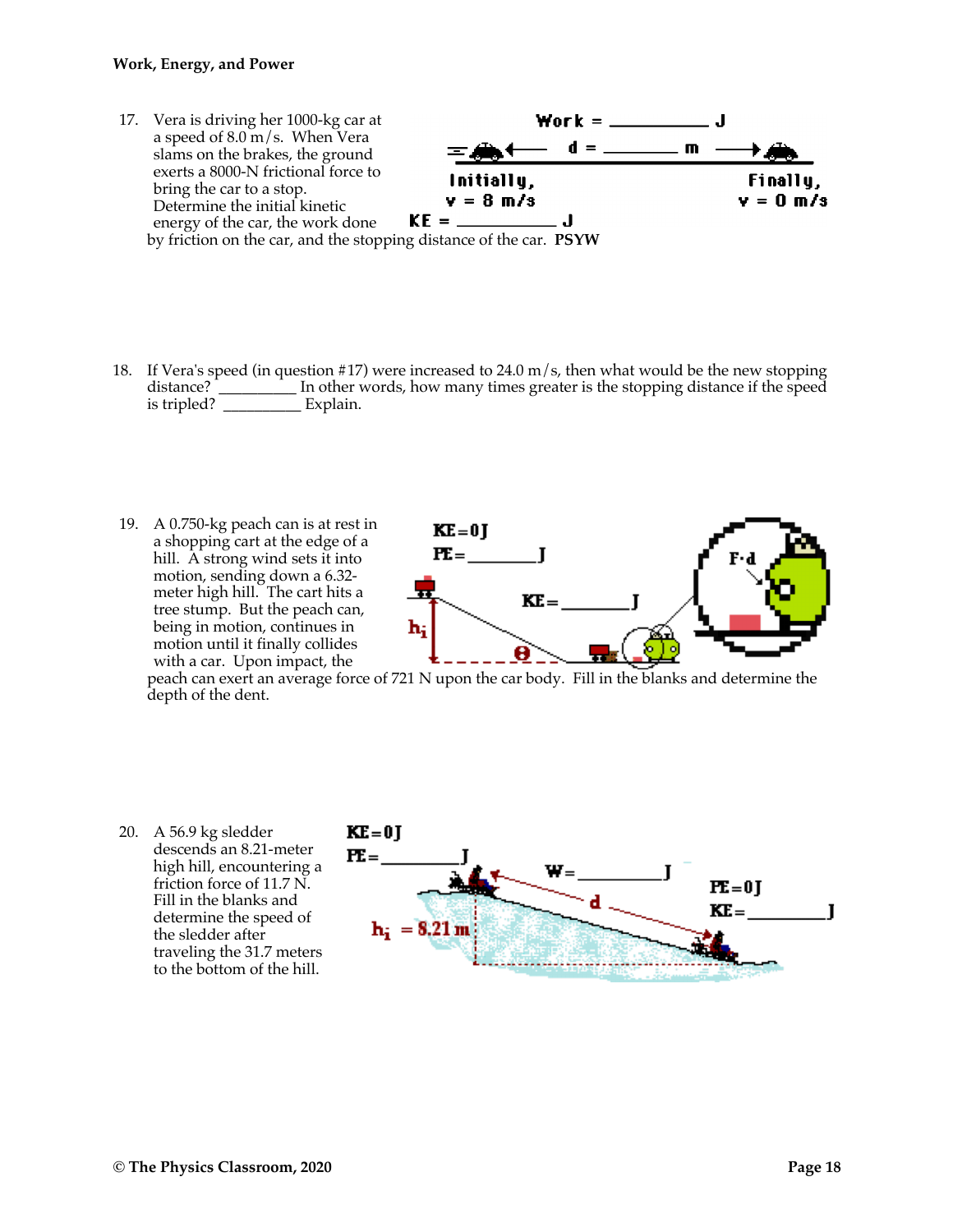17. Vera is driving her 1000-kg car at a speed of 8.0 m/s. When Vera slams on the brakes, the ground exerts a 8000-N frictional force to bring the car to a stop. Determine the initial kinetic energy of the car, the work done by friction on the car, and the stopping distance of the car. **PSYW**

Work = __________ J

d = __________ m

Initially, v = 8 m/s

Finally, v = 0 m/s

KE = __________ J

18. If Vera's speed (in question #17) were increased to 24.0 m/s, then what would be the new stopping distance? __________ In other words, how many times greater is the stopping distance if the speed is tripled? __________ Explain.

19. A 0.750-kg peach can is at rest in a shopping cart at the edge of a hill. A strong wind sets it into motion, sending down a 6.32-meter high hill. The cart hits a tree stump. But the peach can, being in motion, continues in motion until it finally collides with a car. Upon impact, the peach can exert an average force of 721 N upon the car body. Fill in the blanks and determine the depth of the dent.

KE = 0 J

PE = __________ J

KE = __________ J

F·d

$h_i$

θ

20. A 56.9 kg sledder descends an 8.21-meter high hill, encountering a friction force of 11.7 N. Fill in the blanks and determine the speed of the sledder after traveling the 31.7 meters to the bottom of the hill.

KE = 0 J

PE = __________ J

W = __________ J

d

PE = 0 J

KE = __________ J

$h_i$ = 8.21 m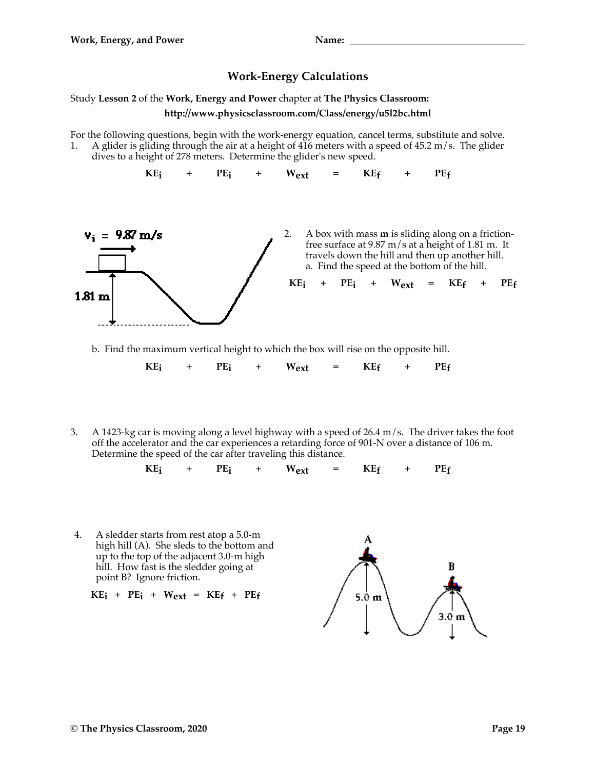## Work-Energy Calculations

Study **Lesson 2** of the **Work, Energy and Power** chapter at **The Physics Classroom:**

**http://www.physicsclassroom.com/Class/energy/u5l2bc.html**

For the following questions, begin with the work-energy equation, cancel terms, substitute and solve.

1. A glider is gliding through the air at a height of 416 meters with a speed of 45.2 m/s. The glider dives to a height of 278 meters. Determine the glider's new speed.

$$KE_i \quad + \quad PE_i \quad + \quad W_{ext} \quad = \quad KE_f \quad + \quad PE_f$$

2. A box with mass **m** is sliding along on a friction-free surface at 9.87 m/s at a height of 1.81 m. It travels down the hill and then up another hill.

   a. Find the speed at the bottom of the hill.

$$KE_i \quad + \quad PE_i \quad + \quad W_{ext} \quad = \quad KE_f \quad + \quad PE_f$$

   b. Find the maximum vertical height to which the box will rise on the opposite hill.

$$KE_i \quad + \quad PE_i \quad + \quad W_{ext} \quad = \quad KE_f \quad + \quad PE_f$$

3. A 1423-kg car is moving along a level highway with a speed of 26.4 m/s. The driver takes the foot off the accelerator and the car experiences a retarding force of 901-N over a distance of 106 m. Determine the speed of the car after traveling this distance.

$$KE_i \quad + \quad PE_i \quad + \quad W_{ext} \quad = \quad KE_f \quad + \quad PE_f$$

4. A sledder starts from rest atop a 5.0-m high hill (A). She sleds to the bottom and up to the top of the adjacent 3.0-m high hill. How fast is the sledder going at point B? Ignore friction.

$$KE_i + PE_i + W_{ext} = KE_f + PE_f$$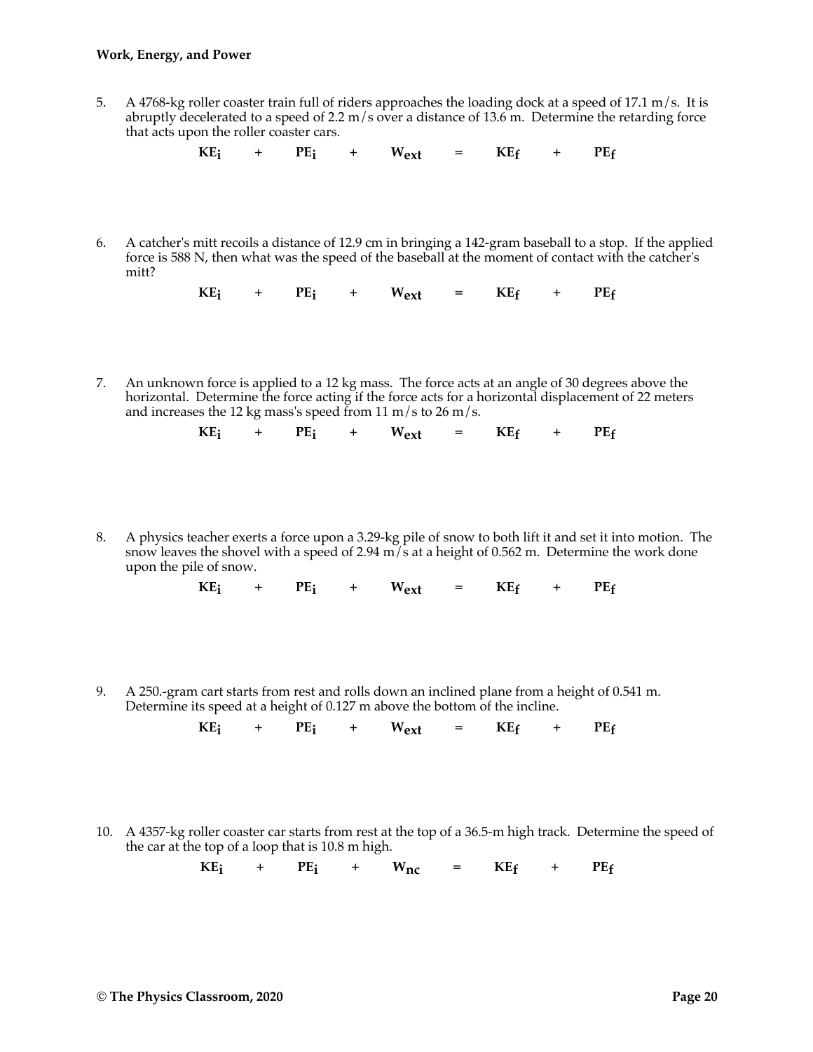5. A 4768-kg roller coaster train full of riders approaches the loading dock at a speed of 17.1 m/s. It is abruptly decelerated to a speed of 2.2 m/s over a distance of 13.6 m. Determine the retarding force that acts upon the roller coaster cars.

$$KE_i \quad + \quad PE_i \quad + \quad W_{ext} \quad = \quad KE_f \quad + \quad PE_f$$

6. A catcher's mitt recoils a distance of 12.9 cm in bringing a 142-gram baseball to a stop. If the applied force is 588 N, then what was the speed of the baseball at the moment of contact with the catcher's mitt?

$$KE_i \quad + \quad PE_i \quad + \quad W_{ext} \quad = \quad KE_f \quad + \quad PE_f$$

7. An unknown force is applied to a 12 kg mass. The force acts at an angle of 30 degrees above the horizontal. Determine the force acting if the force acts for a horizontal displacement of 22 meters and increases the 12 kg mass's speed from 11 m/s to 26 m/s.

$$KE_i \quad + \quad PE_i \quad + \quad W_{ext} \quad = \quad KE_f \quad + \quad PE_f$$

8. A physics teacher exerts a force upon a 3.29-kg pile of snow to both lift it and set it into motion. The snow leaves the shovel with a speed of 2.94 m/s at a height of 0.562 m. Determine the work done upon the pile of snow.

$$KE_i \quad + \quad PE_i \quad + \quad W_{ext} \quad = \quad KE_f \quad + \quad PE_f$$

9. A 250.-gram cart starts from rest and rolls down an inclined plane from a height of 0.541 m. Determine its speed at a height of 0.127 m above the bottom of the incline.

$$KE_i \quad + \quad PE_i \quad + \quad W_{ext} \quad = \quad KE_f \quad + \quad PE_f$$

10. A 4357-kg roller coaster car starts from rest at the top of a 36.5-m high track. Determine the speed of the car at the top of a loop that is 10.8 m high.

$$KE_i \quad + \quad PE_i \quad + \quad W_{nc} \quad = \quad KE_f \quad + \quad PE_f$$